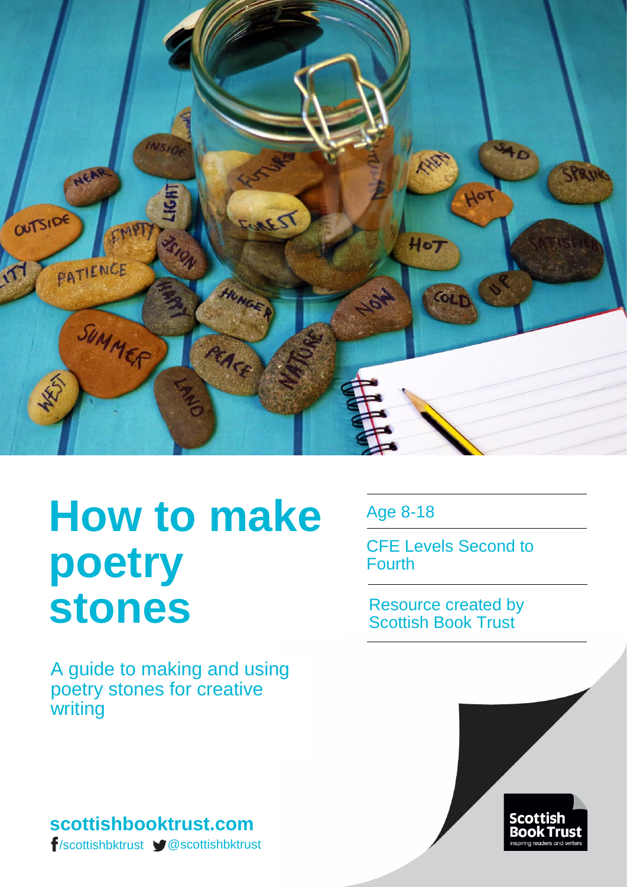# How to make poetry stones

A guide to making and using poetry stones for creative writing

Age 8-18

CFE Levels Second to Fourth

Resource created by Scottish Book Trust

**scottishbooktrust.com**

/scottishbktrust @scottishbktrust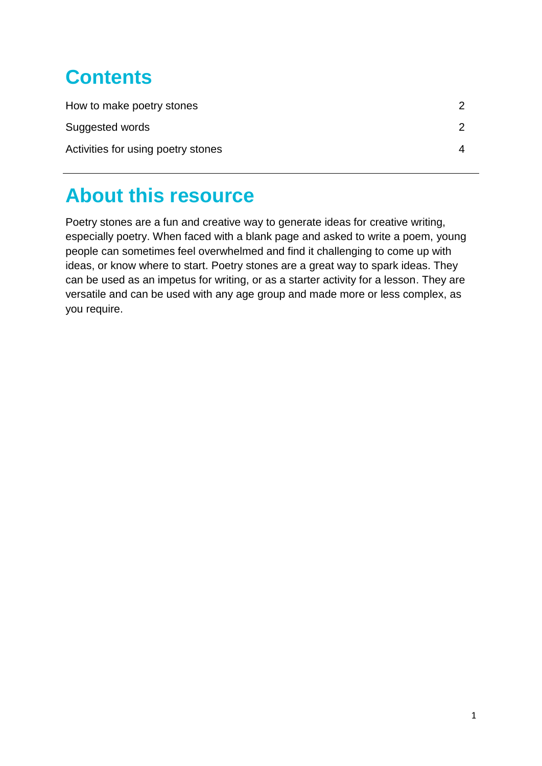# Contents

| | |
|---|---|
| How to make poetry stones | 2 |
| Suggested words | 2 |
| Activities for using poetry stones | 4 |

---

# About this resource

Poetry stones are a fun and creative way to generate ideas for creative writing, especially poetry. When faced with a blank page and asked to write a poem, young people can sometimes feel overwhelmed and find it challenging to come up with ideas, or know where to start. Poetry stones are a great way to spark ideas. They can be used as an impetus for writing, or as a starter activity for a lesson. They are versatile and can be used with any age group and made more or less complex, as you require.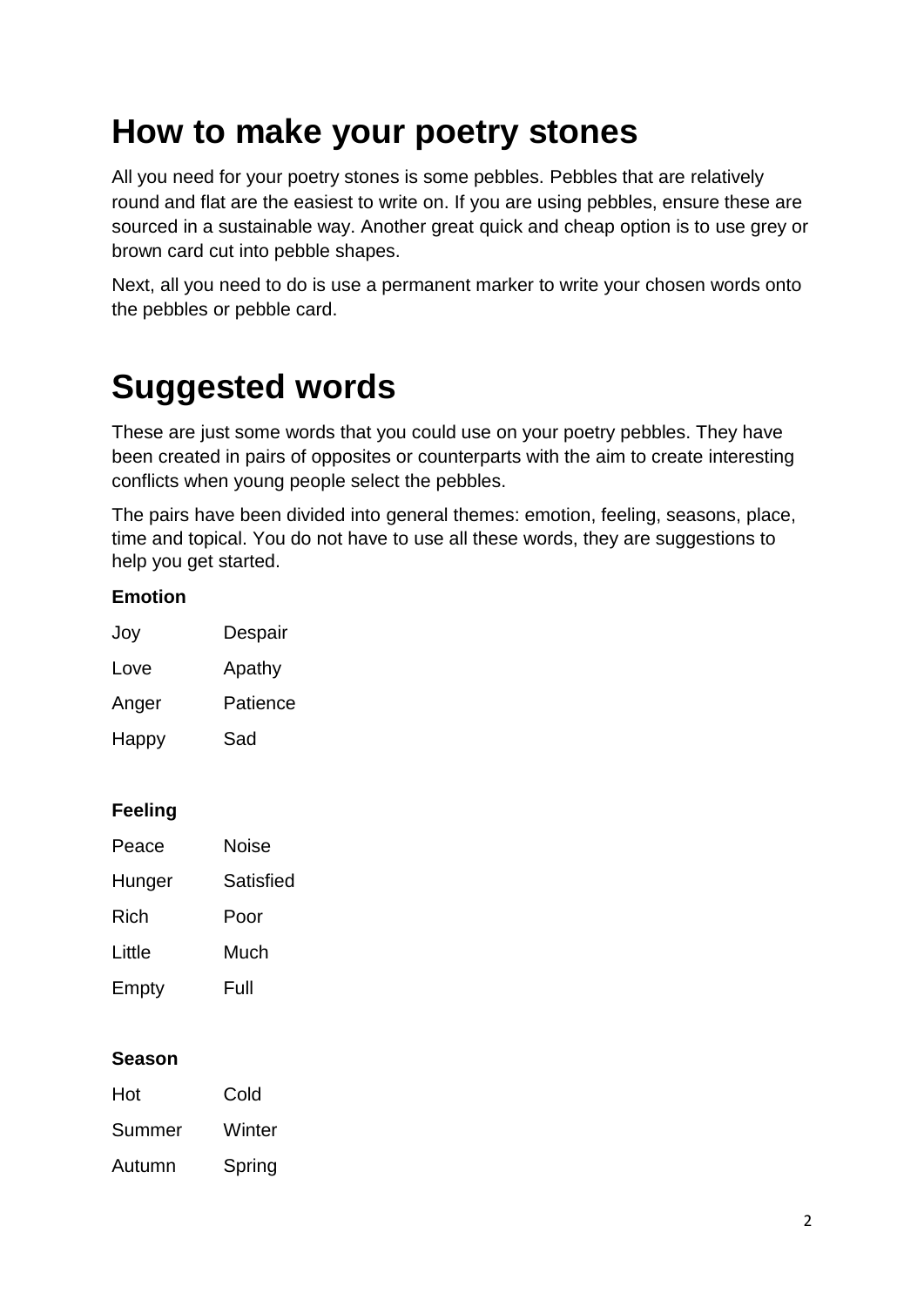# How to make your poetry stones

All you need for your poetry stones is some pebbles. Pebbles that are relatively round and flat are the easiest to write on. If you are using pebbles, ensure these are sourced in a sustainable way. Another great quick and cheap option is to use grey or brown card cut into pebble shapes.

Next, all you need to do is use a permanent marker to write your chosen words onto the pebbles or pebble card.

# Suggested words

These are just some words that you could use on your poetry pebbles. They have been created in pairs of opposites or counterparts with the aim to create interesting conflicts when young people select the pebbles.

The pairs have been divided into general themes: emotion, feeling, seasons, place, time and topical. You do not have to use all these words, they are suggestions to help you get started.

**Emotion**

| | |
|---|---|
| Joy | Despair |
| Love | Apathy |
| Anger | Patience |
| Happy | Sad |

**Feeling**

| | |
|---|---|
| Peace | Noise |
| Hunger | Satisfied |
| Rich | Poor |
| Little | Much |
| Empty | Full |

**Season**

| | |
|---|---|
| Hot | Cold |
| Summer | Winter |
| Autumn | Spring |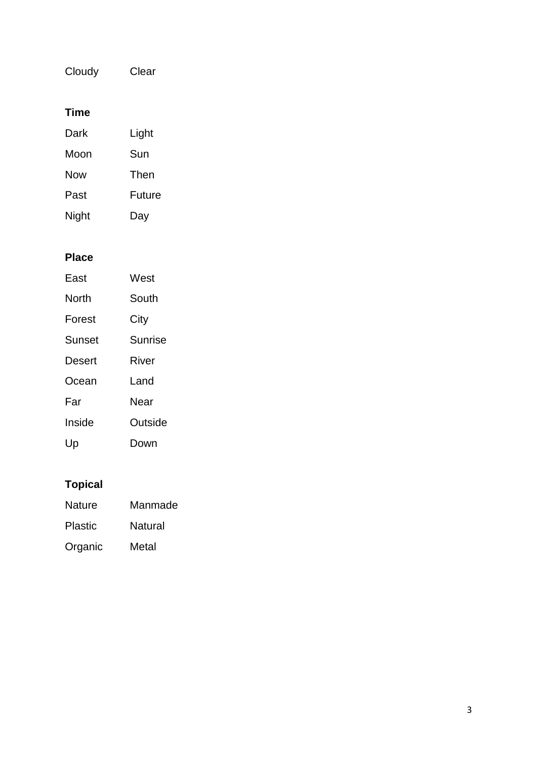| | |
|---|---|
| Cloudy | Clear |

**Time**

| | |
|---|---|
| Dark | Light |
| Moon | Sun |
| Now | Then |
| Past | Future |
| Night | Day |

**Place**

| | |
|---|---|
| East | West |
| North | South |
| Forest | City |
| Sunset | Sunrise |
| Desert | River |
| Ocean | Land |
| Far | Near |
| Inside | Outside |
| Up | Down |

**Topical**

| | |
|---|---|
| Nature | Manmade |
| Plastic | Natural |
| Organic | Metal |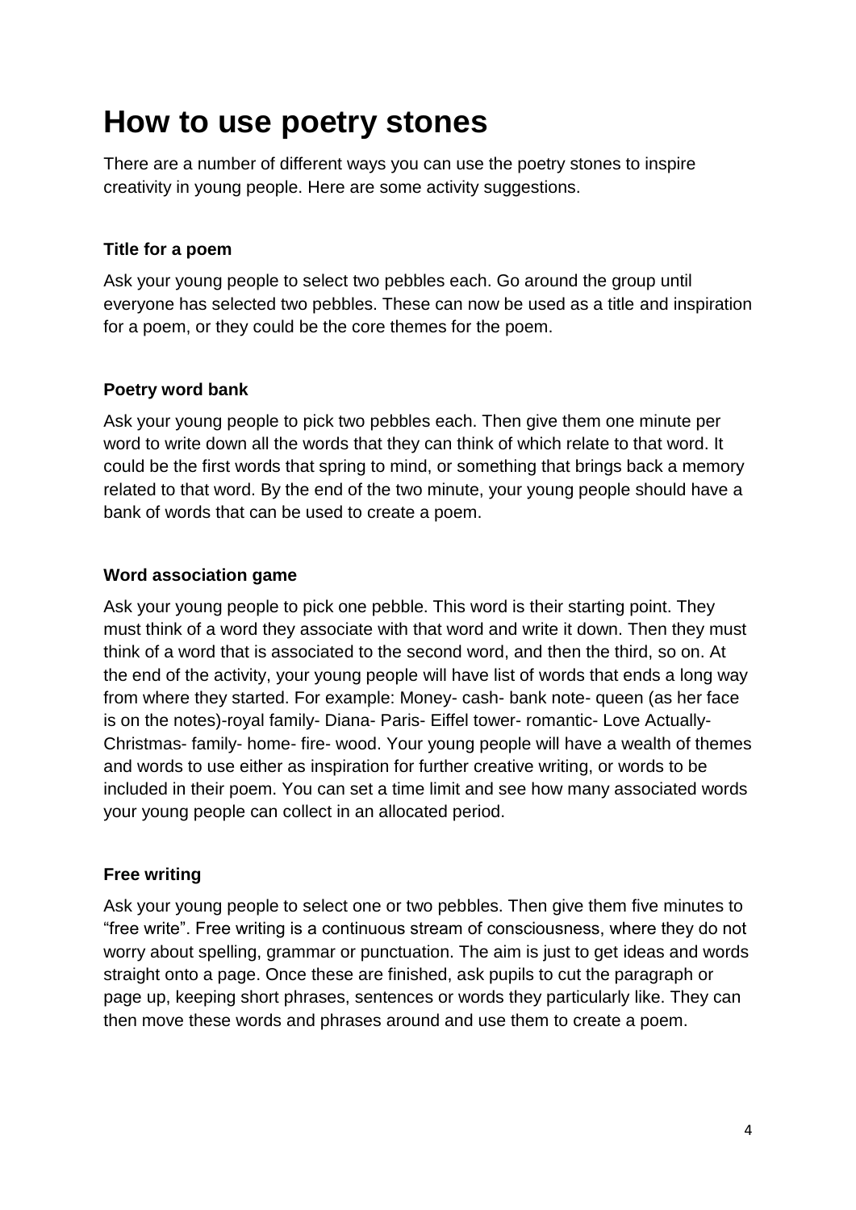# How to use poetry stones

There are a number of different ways you can use the poetry stones to inspire creativity in young people. Here are some activity suggestions.

**Title for a poem**

Ask your young people to select two pebbles each. Go around the group until everyone has selected two pebbles. These can now be used as a title and inspiration for a poem, or they could be the core themes for the poem.

**Poetry word bank**

Ask your young people to pick two pebbles each. Then give them one minute per word to write down all the words that they can think of which relate to that word. It could be the first words that spring to mind, or something that brings back a memory related to that word. By the end of the two minute, your young people should have a bank of words that can be used to create a poem.

**Word association game**

Ask your young people to pick one pebble. This word is their starting point. They must think of a word they associate with that word and write it down. Then they must think of a word that is associated to the second word, and then the third, so on. At the end of the activity, your young people will have list of words that ends a long way from where they started. For example: Money- cash- bank note- queen (as her face is on the notes)-royal family- Diana- Paris- Eiffel tower- romantic- Love Actually- Christmas- family- home- fire- wood. Your young people will have a wealth of themes and words to use either as inspiration for further creative writing, or words to be included in their poem. You can set a time limit and see how many associated words your young people can collect in an allocated period.

**Free writing**

Ask your young people to select one or two pebbles. Then give them five minutes to "free write". Free writing is a continuous stream of consciousness, where they do not worry about spelling, grammar or punctuation. The aim is just to get ideas and words straight onto a page. Once these are finished, ask pupils to cut the paragraph or page up, keeping short phrases, sentences or words they particularly like. They can then move these words and phrases around and use them to create a poem.